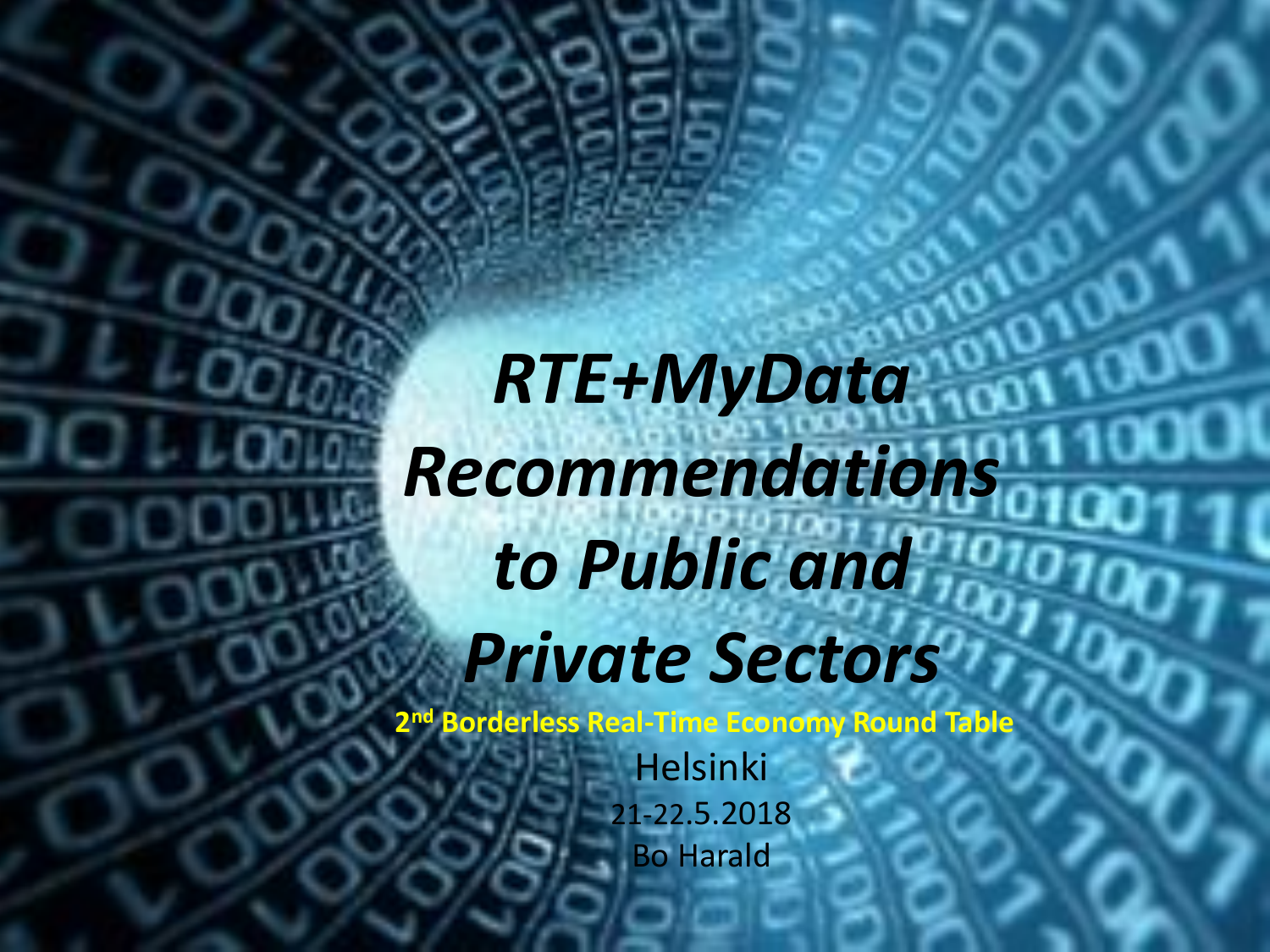# *RTE+MyData Recommendations to Public and Private Sectors*

**2nd Borderless Real-Time Economy Round Table**

Helsinki

21-22.5.2018

Bo Harald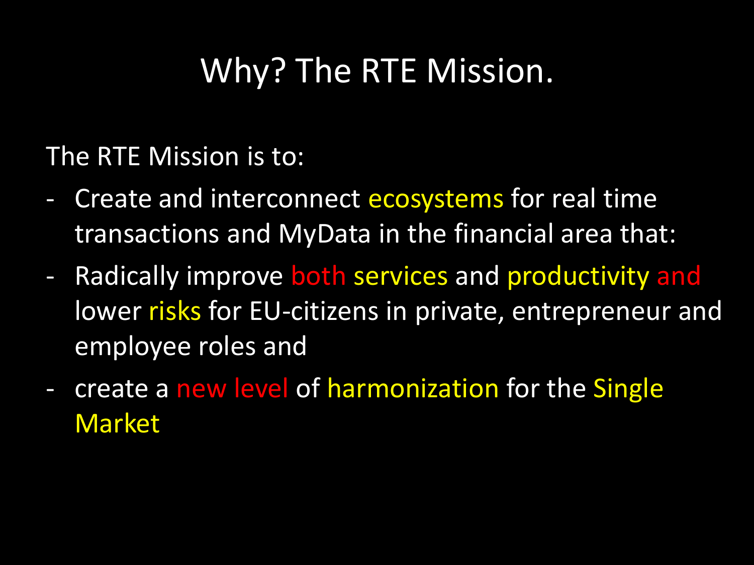# Why? The RTE Mission.

The RTE Mission is to:

- Create and interconnect ecosystems for real time transactions and MyData in the financial area that:
- Radically improve both services and productivity and lower risks for EU-citizens in private, entrepreneur and employee roles and
- create a new level of harmonization for the Single Market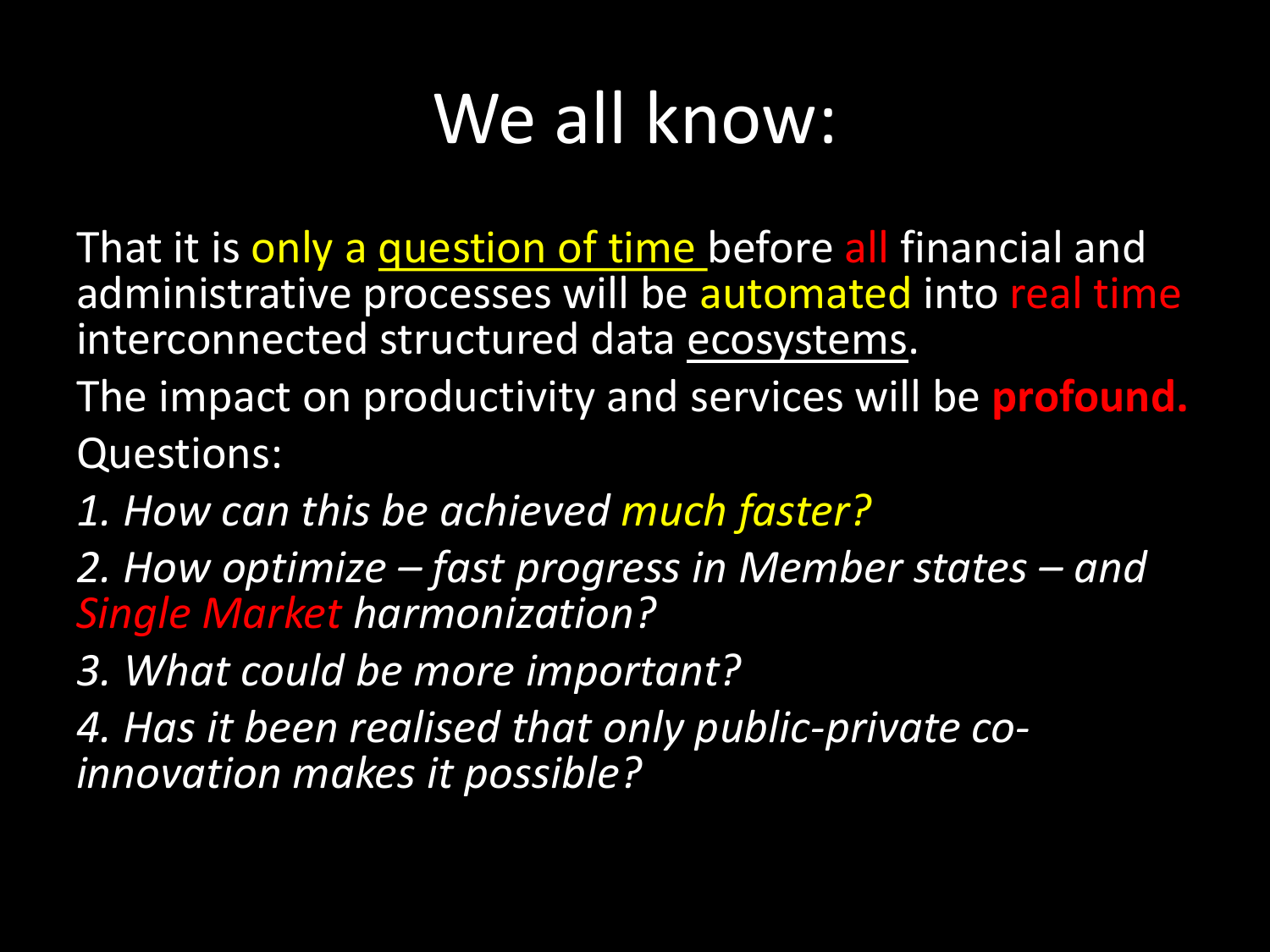# We all know:

That it is only a question of time before all financial and administrative processes will be automated into real time interconnected structured data ecosystems.

The impact on productivity and services will be **profound.**

Questions:

1. *How can this be achieved much faster?*
2. *How optimize – fast progress in Member states – and Single Market harmonization?*
3. *What could be more important?*
4. *Has it been realised that only public-private co-innovation makes it possible?*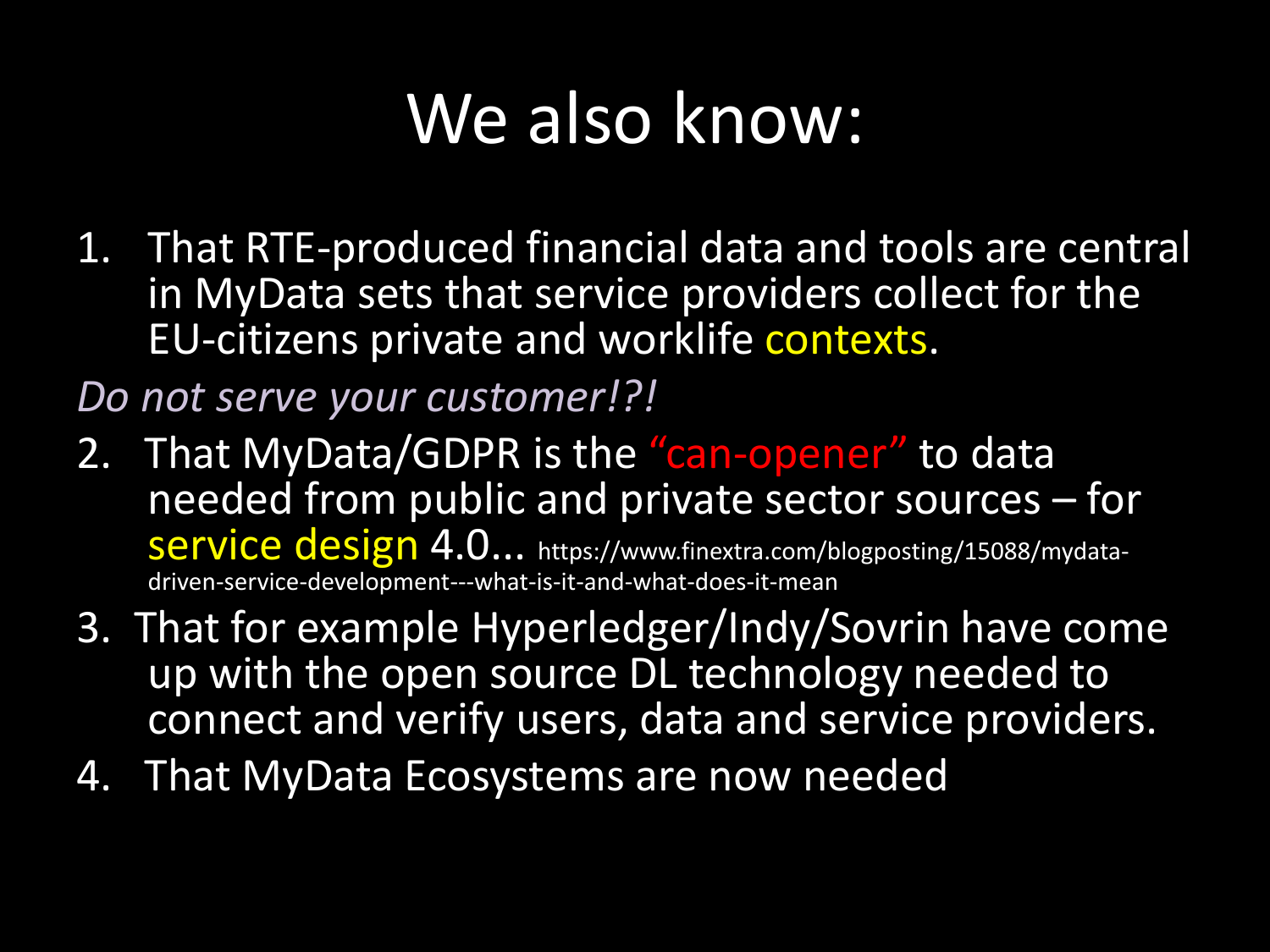# We also know:

1. That RTE-produced financial data and tools are central in MyData sets that service providers collect for the EU-citizens private and worklife contexts.

*Do not serve your customer!?!*

2. That MyData/GDPR is the "can-opener" to data needed from public and private sector sources – for service design 4.0... https://www.finextra.com/blogposting/15088/mydata-driven-service-development---what-is-it-and-what-does-it-mean
3. That for example Hyperledger/Indy/Sovrin have come up with the open source DL technology needed to connect and verify users, data and service providers.
4. That MyData Ecosystems are now needed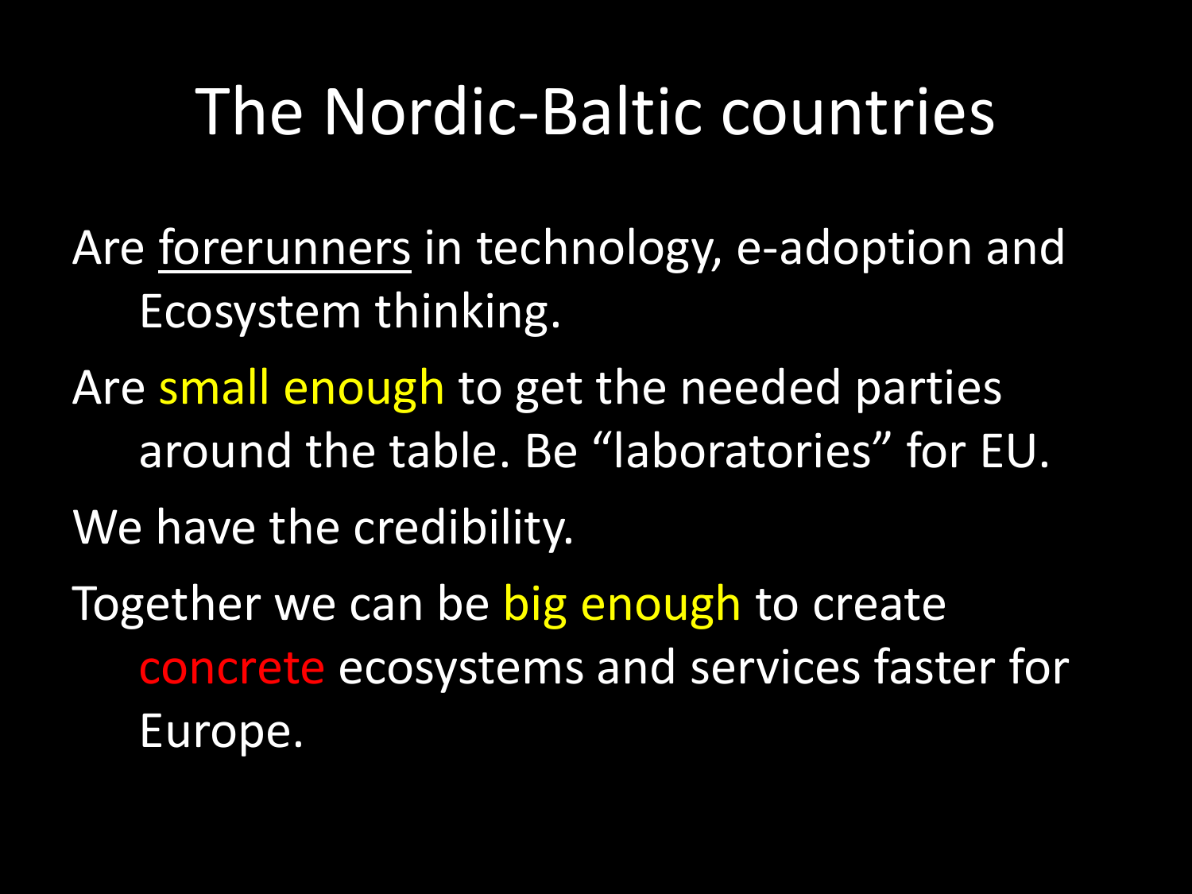# The Nordic-Baltic countries

Are forerunners in technology, e-adoption and Ecosystem thinking.

Are small enough to get the needed parties around the table. Be “laboratories” for EU.

We have the credibility.

Together we can be big enough to create concrete ecosystems and services faster for Europe.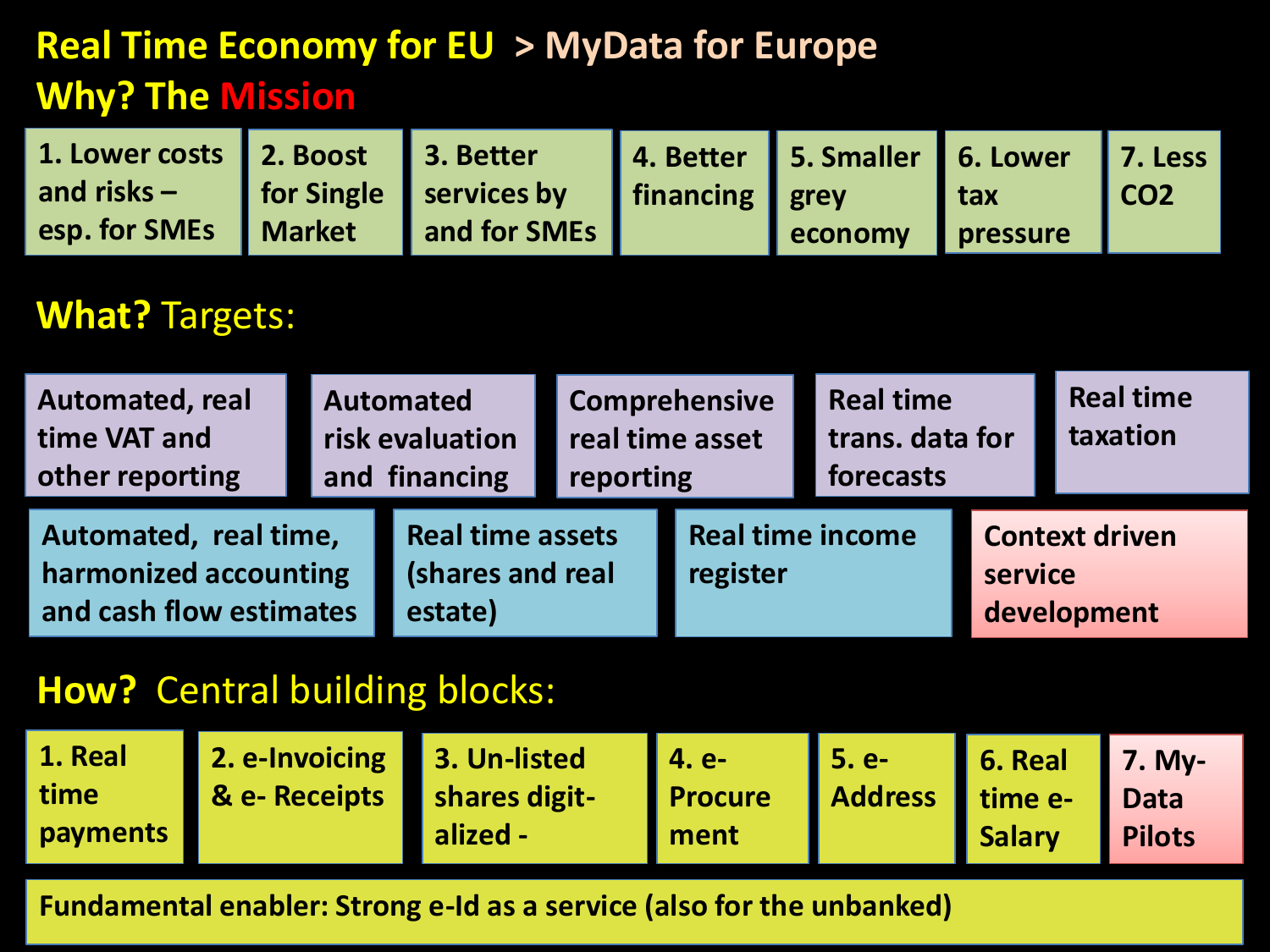# Real Time Economy for EU > MyData for Europe

## Why? The Mission

- 1. Lower costs and risks – esp. for SMEs
- 2. Boost for Single Market
- 3. Better services by and for SMEs
- 4. Better financing
- 5. Smaller grey economy
- 6. Lower tax pressure
- 7. Less $CO_2$

## What? Targets:

- Automated, real time VAT and other reporting
- Automated risk evaluation and financing
- Comprehensive real time asset reporting
- Real time trans. data for forecasts
- Real time taxation
- Automated, real time, harmonized accounting and cash flow estimates
- Real time assets (shares and real estate)
- Real time income register
- Context driven service development

## How? Central building blocks:

- 1. Real time payments
- 2. e-Invoicing & e- Receipts
- 3. Un-listed shares digit-alized -
- 4. e-Procure ment
- 5. e-Address
- 6. Real time e-Salary
- 7. My-Data Pilots

Fundamental enabler: Strong e-Id as a service (also for the unbanked)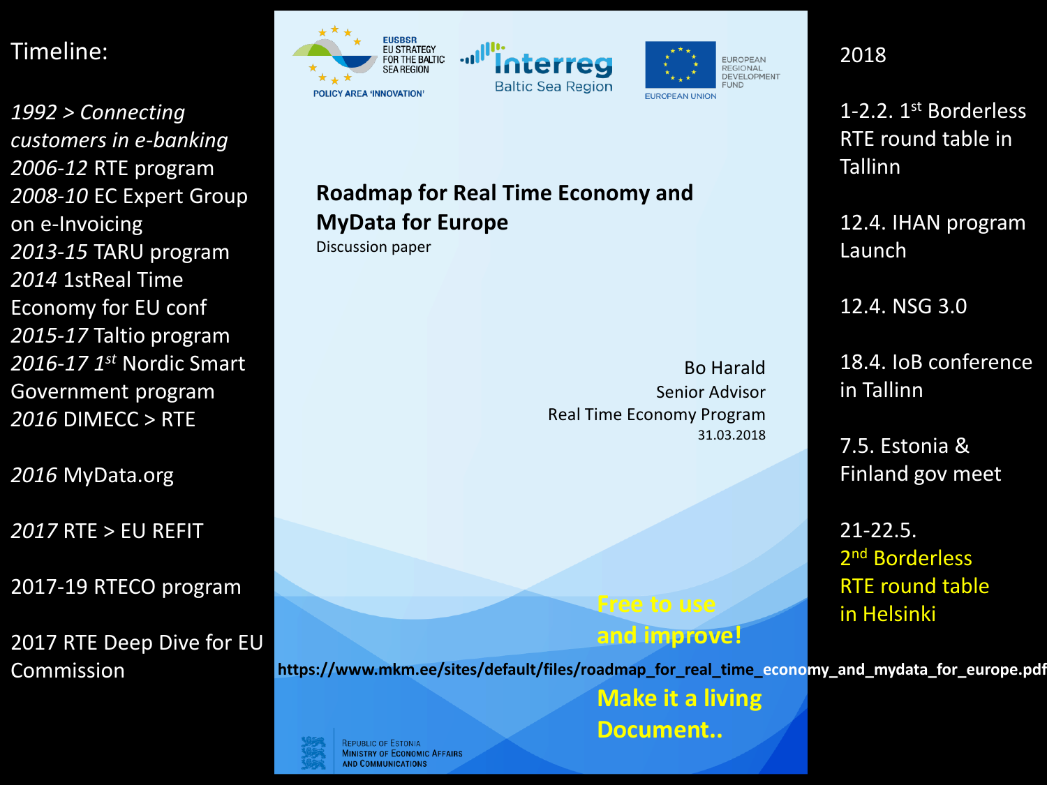Timeline:

*1992 > Connecting customers in e-banking*
*2006-12* RTE program
*2008-10* EC Expert Group on e-Invoicing
*2013-15* TARU program
*2014* 1stReal Time Economy for EU conf
*2015-17* Taltio program
*2016-17 1st* Nordic Smart Government program
*2016* DIMECC > RTE

*2016* MyData.org

*2017* RTE > EU REFIT

2017-19 RTECO program

2017 RTE Deep Dive for EU Commission

EUSBSR EU STRATEGY FOR THE BALTIC SEA REGION
POLICY AREA 'INNOVATION'

Interreg Baltic Sea Region

EUROPEAN UNION EUROPEAN REGIONAL DEVELOPMENT FUND

**Roadmap for Real Time Economy and MyData for Europe**
Discussion paper

Bo Harald
Senior Advisor
Real Time Economy Program
31.03.2018

**Free to use and improve!**

**https://www.mkm.ee/sites/default/files/roadmap_for_real_time_economy_and_mydata_for_europe.pdf**

**Make it a living Document..**

Republic of Estonia
Ministry of Economic Affairs and Communications

2018

1-2.2. 1st Borderless RTE round table in Tallinn

12.4. IHAN program Launch

12.4. NSG 3.0

18.4. IoB conference in Tallinn

7.5. Estonia & Finland gov meet

21-22.5.
2nd Borderless RTE round table in Helsinki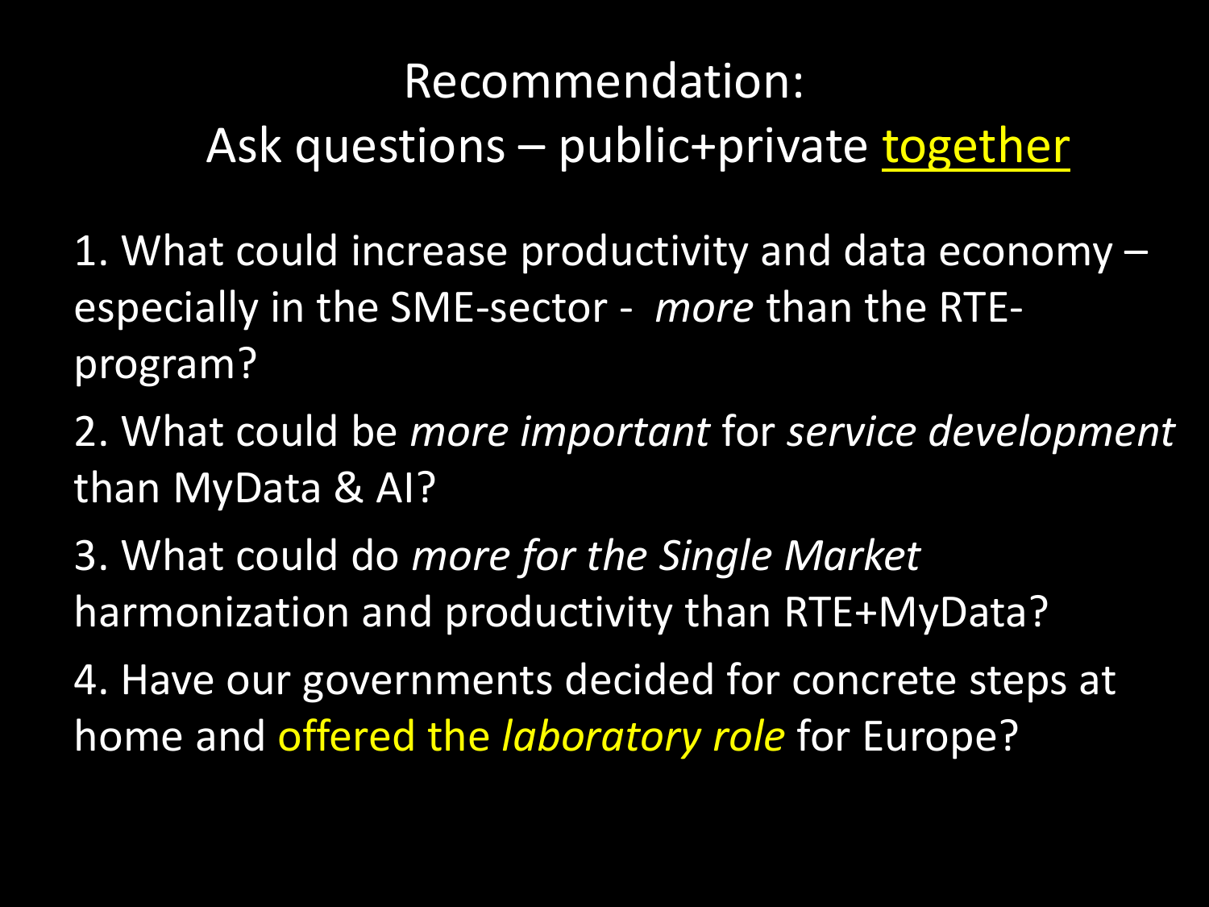# Recommendation:
## Ask questions – public+private together

1. What could increase productivity and data economy – especially in the SME-sector - *more* than the RTE-program?
2. What could be *more important* for *service development* than MyData & AI?
3. What could do *more for the Single Market* harmonization and productivity than RTE+MyData?
4. Have our governments decided for concrete steps at home and offered the *laboratory role* for Europe?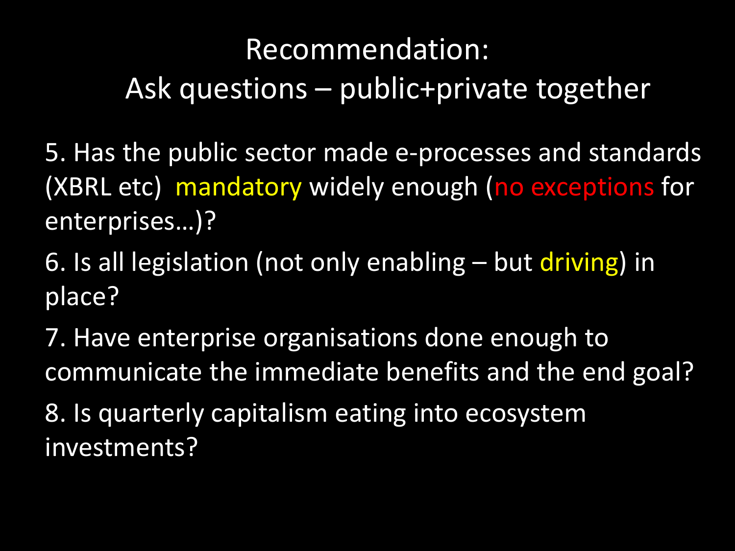# Recommendation:

## Ask questions – public+private together

5. Has the public sector made e-processes and standards (XBRL etc) mandatory widely enough (no exceptions for enterprises…)?
6. Is all legislation (not only enabling – but driving) in place?
7. Have enterprise organisations done enough to communicate the immediate benefits and the end goal?
8. Is quarterly capitalism eating into ecosystem investments?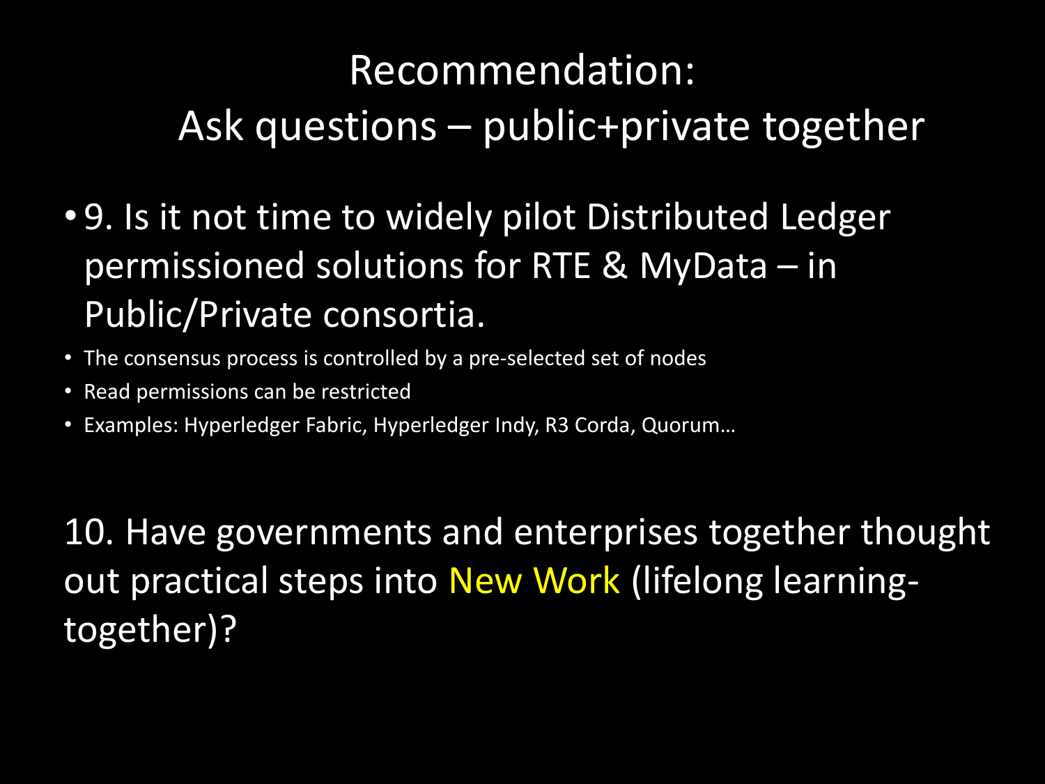# Recommendation:
# Ask questions – public+private together

- 9. Is it not time to widely pilot Distributed Ledger permissioned solutions for RTE & MyData – in Public/Private consortia.
  - The consensus process is controlled by a pre-selected set of nodes
  - Read permissions can be restricted
  - Examples: Hyperledger Fabric, Hyperledger Indy, R3 Corda, Quorum…

10. Have governments and enterprises together thought out practical steps into New Work (lifelong learning-together)?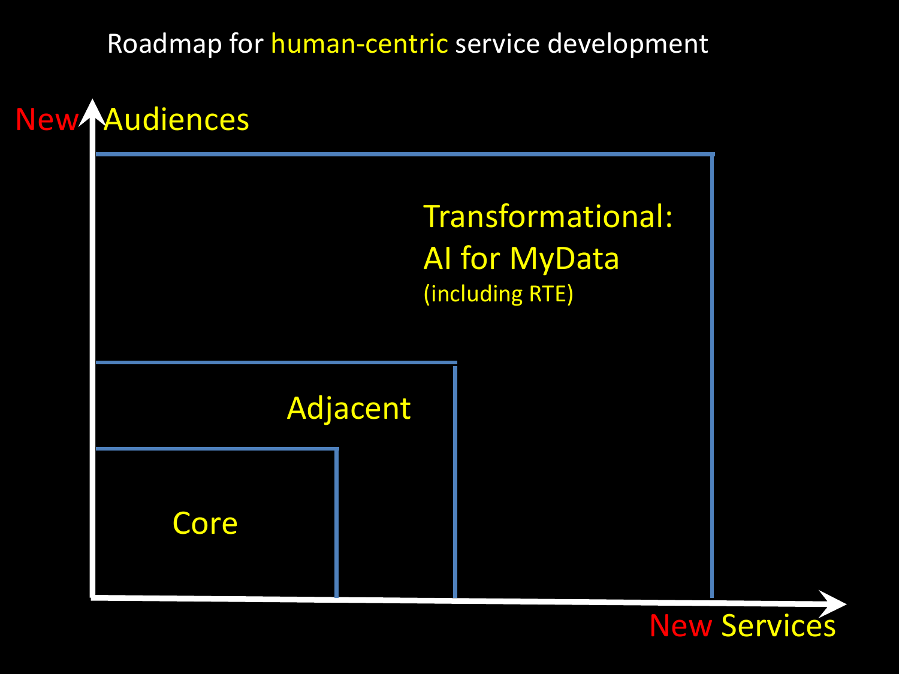# Roadmap for human-centric service development

New Audiences

Transformational:
AI for MyData
(including RTE)

Adjacent

Core

New Services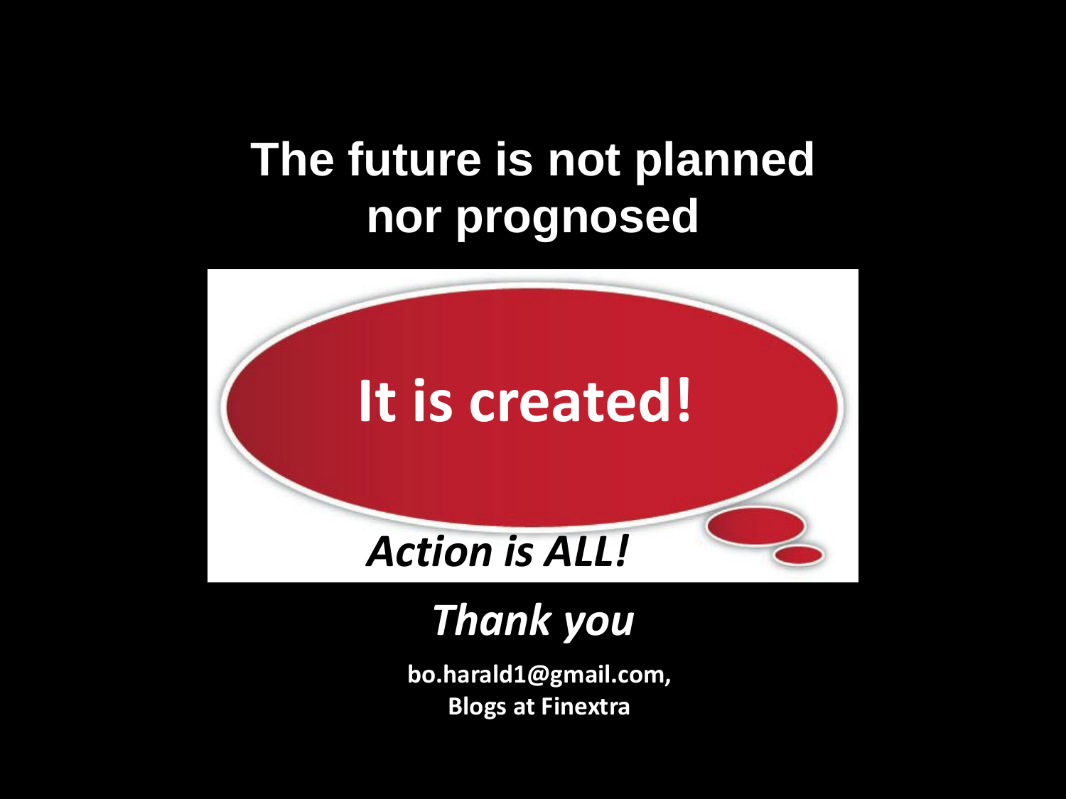# The future is not planned nor prognosed

**It is created!**

***Action is ALL!***

***Thank you***

**bo.harald1@gmail.com,**
**Blogs at Finextra**